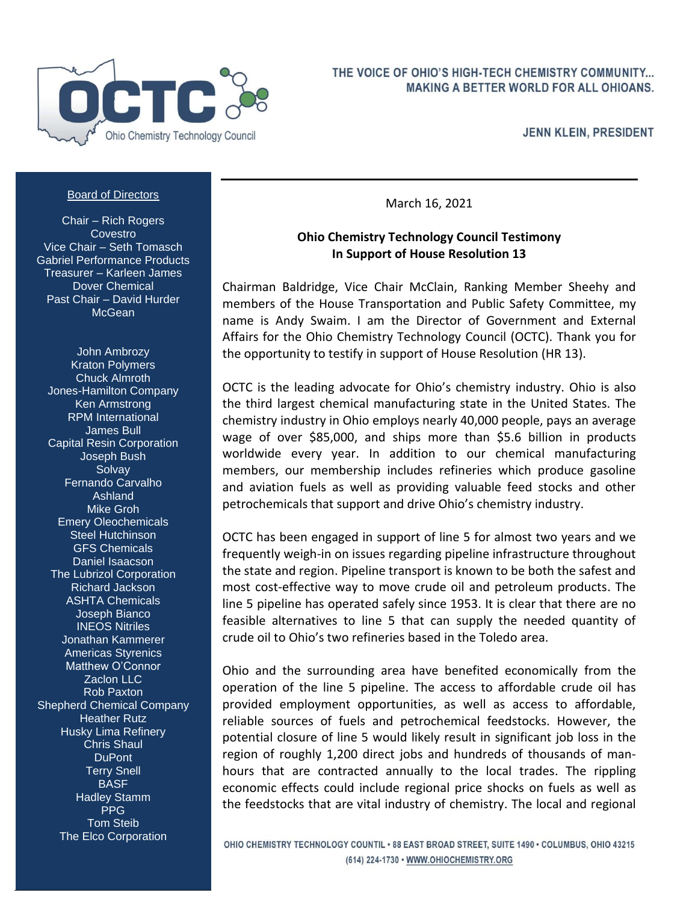THE VOICE OF OHIO'S HIGH-TECH CHEMISTRY COMMUNITY... MAKING A BETTER WORLD FOR ALL OHIOANS.

**JENN KLEIN, PRESIDENT**

Ohio Chemistry Technology Council

Board of Directors

Chair – Rich Rogers
Covestro
Vice Chair – Seth Tomasch
Gabriel Performance Products
Treasurer – Karleen James
Dover Chemical
Past Chair – David Hurder
McGean

John Ambrozy
Kraton Polymers
Chuck Almroth
Jones-Hamilton Company
Ken Armstrong
RPM International
James Bull
Capital Resin Corporation
Joseph Bush
Solvay
Fernando Carvalho
Ashland
Mike Groh
Emery Oleochemicals
Steel Hutchinson
GFS Chemicals
Daniel Isaacson
The Lubrizol Corporation
Richard Jackson
ASHTA Chemicals
Joseph Bianco
INEOS Nitriles
Jonathan Kammerer
Americas Styrenics
Matthew O'Connor
Zaclon LLC
Rob Paxton
Shepherd Chemical Company
Heather Rutz
Husky Lima Refinery
Chris Shaul
DuPont
Terry Snell
BASF
Hadley Stamm
PPG
Tom Steib
The Elco Corporation

March 16, 2021

**Ohio Chemistry Technology Council Testimony**
**In Support of House Resolution 13**

Chairman Baldridge, Vice Chair McClain, Ranking Member Sheehy and members of the House Transportation and Public Safety Committee, my name is Andy Swaim. I am the Director of Government and External Affairs for the Ohio Chemistry Technology Council (OCTC). Thank you for the opportunity to testify in support of House Resolution (HR 13).

OCTC is the leading advocate for Ohio's chemistry industry. Ohio is also the third largest chemical manufacturing state in the United States. The chemistry industry in Ohio employs nearly 40,000 people, pays an average wage of over $85,000, and ships more than $5.6 billion in products worldwide every year. In addition to our chemical manufacturing members, our membership includes refineries which produce gasoline and aviation fuels as well as providing valuable feed stocks and other petrochemicals that support and drive Ohio's chemistry industry.

OCTC has been engaged in support of line 5 for almost two years and we frequently weigh-in on issues regarding pipeline infrastructure throughout the state and region. Pipeline transport is known to be both the safest and most cost-effective way to move crude oil and petroleum products. The line 5 pipeline has operated safely since 1953. It is clear that there are no feasible alternatives to line 5 that can supply the needed quantity of crude oil to Ohio's two refineries based in the Toledo area.

Ohio and the surrounding area have benefited economically from the operation of the line 5 pipeline. The access to affordable crude oil has provided employment opportunities, as well as access to affordable, reliable sources of fuels and petrochemical feedstocks. However, the potential closure of line 5 would likely result in significant job loss in the region of roughly 1,200 direct jobs and hundreds of thousands of man-hours that are contracted annually to the local trades. The rippling economic effects could include regional price shocks on fuels as well as the feedstocks that are vital industry of chemistry. The local and regional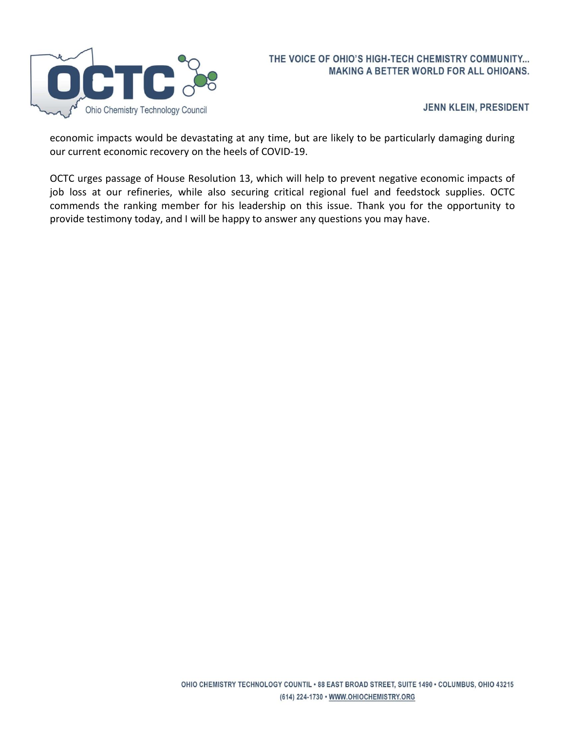economic impacts would be devastating at any time, but are likely to be particularly damaging during our current economic recovery on the heels of COVID-19.

OCTC urges passage of House Resolution 13, which will help to prevent negative economic impacts of job loss at our refineries, while also securing critical regional fuel and feedstock supplies. OCTC commends the ranking member for his leadership on this issue. Thank you for the opportunity to provide testimony today, and I will be happy to answer any questions you may have.